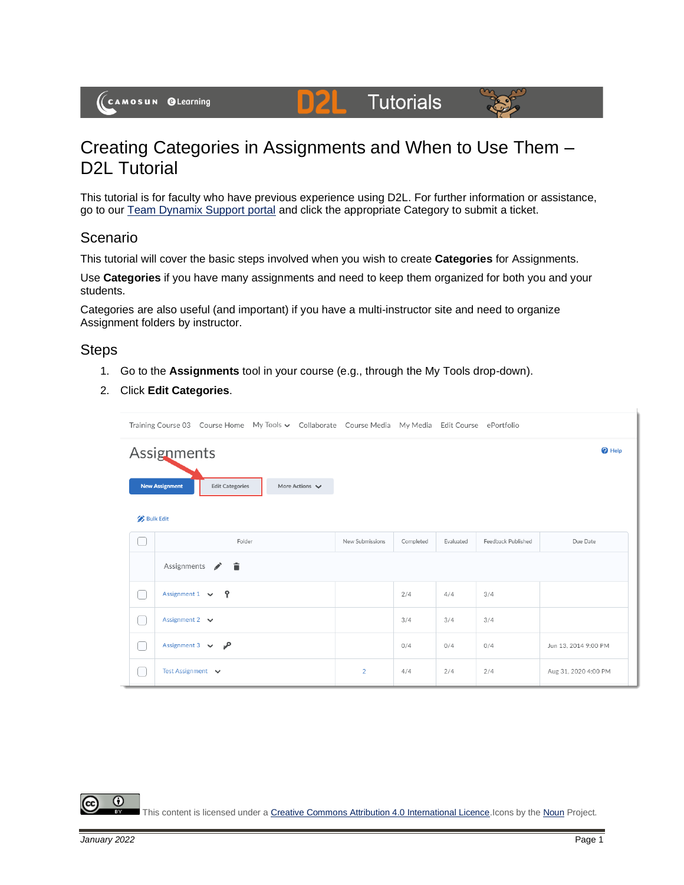# Creating Categories in Assignments and When to Use Them – D2L Tutorial

This tutorial is for faculty who have previous experience using D2L. For further information or assistance, go to our [Team Dynamix Support portal](#) and click the appropriate Category to submit a ticket.

## Scenario

This tutorial will cover the basic steps involved when you wish to create **Categories** for Assignments.

Use **Categories** if you have many assignments and need to keep them organized for both you and your students.

Categories are also useful (and important) if you have a multi-instructor site and need to organize Assignment folders by instructor.

## Steps

1. Go to the **Assignments** tool in your course (e.g., through the My Tools drop-down).
2. Click **Edit Categories**.

This content is licensed under a [Creative Commons Attribution 4.0 International Licence](#). Icons by the [Noun](#) Project.

*January 2022*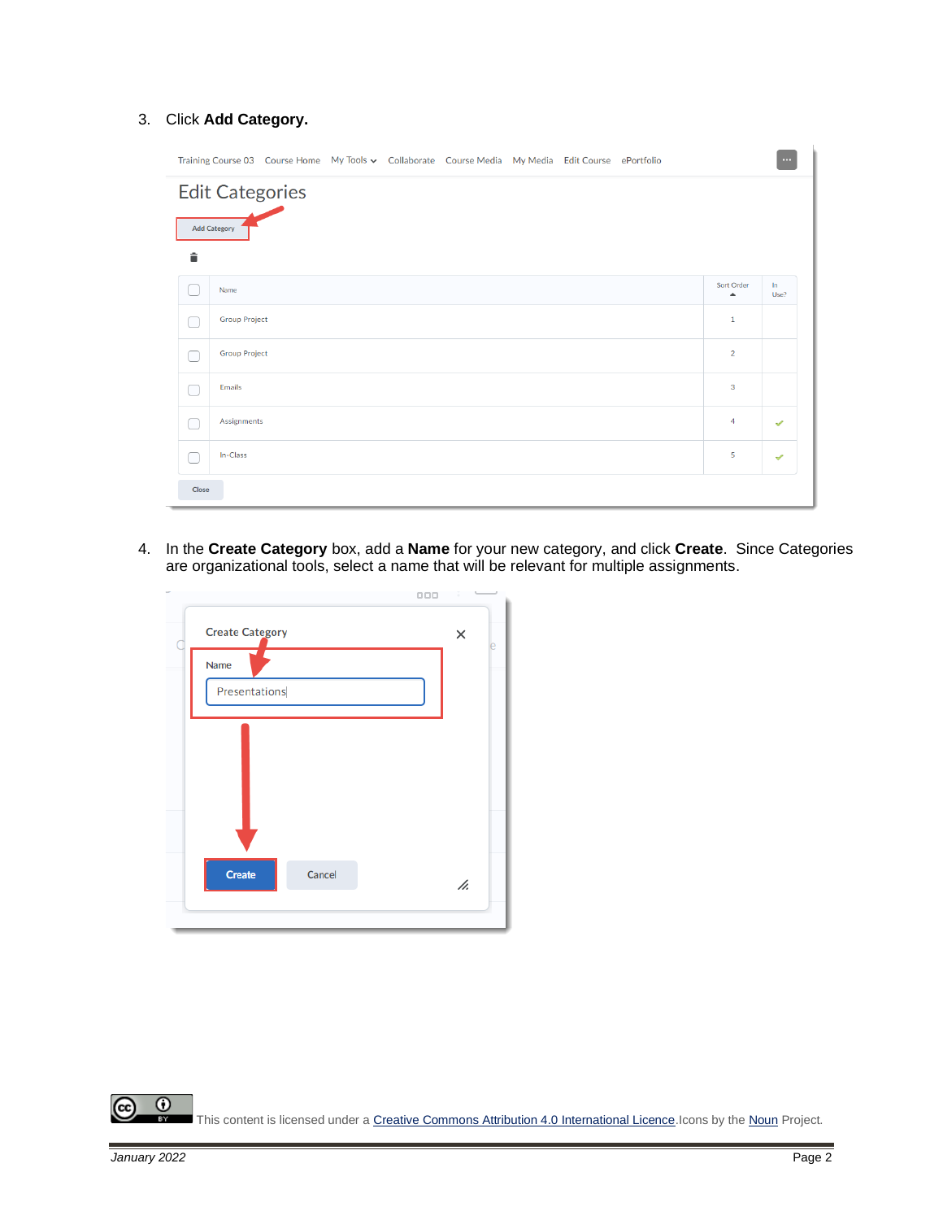3. Click **Add Category.**

4. In the **Create Category** box, add a **Name** for your new category, and click **Create**. Since Categories are organizational tools, select a name that will be relevant for multiple assignments.

This content is licensed under a Creative Commons Attribution 4.0 International Licence. Icons by the Noun Project.

*January 2022*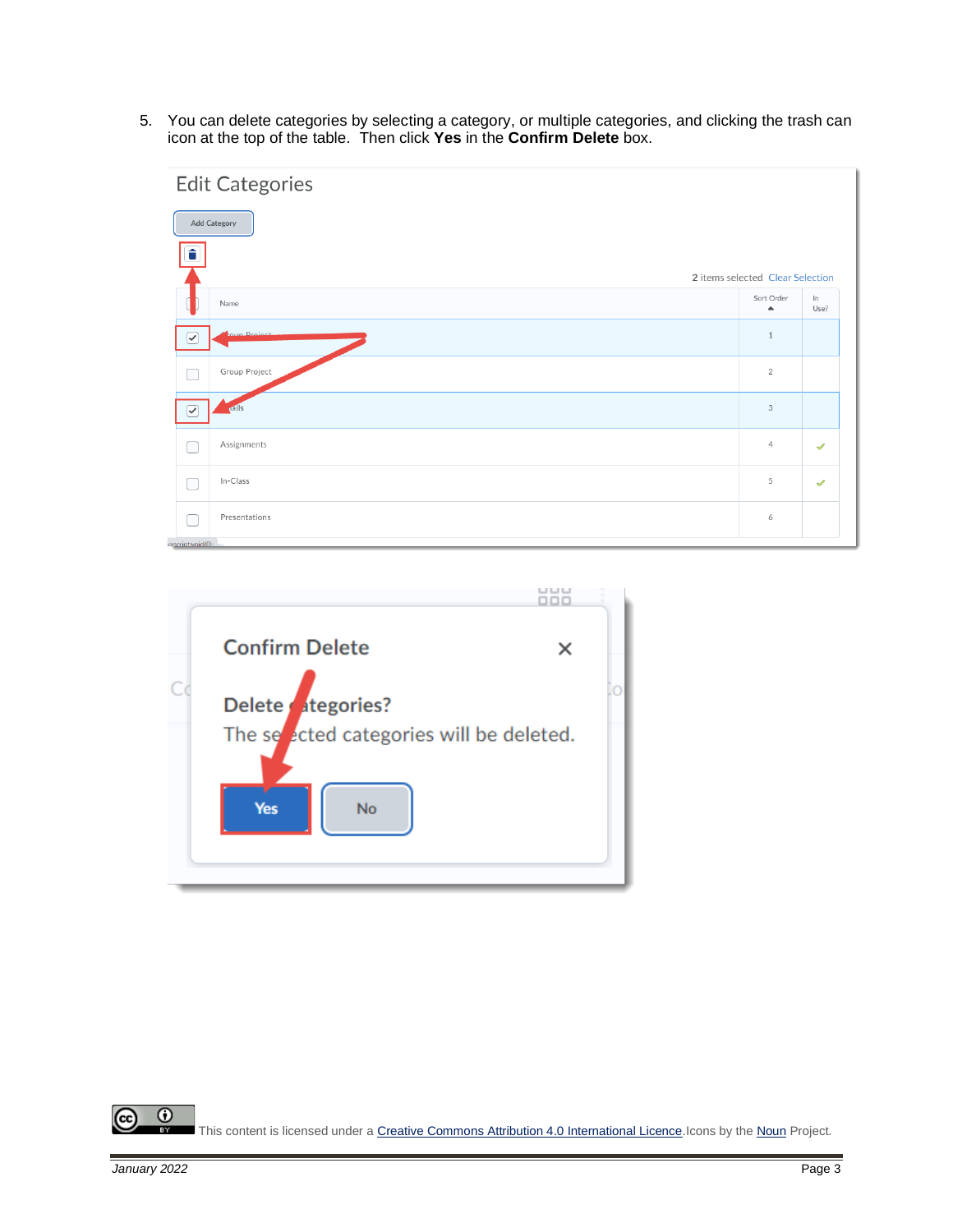5. You can delete categories by selecting a category, or multiple categories, and clicking the trash can icon at the top of the table. Then click **Yes** in the **Confirm Delete** box.

This content is licensed under a Creative Commons Attribution 4.0 International Licence. Icons by the Noun Project.

*January 2022*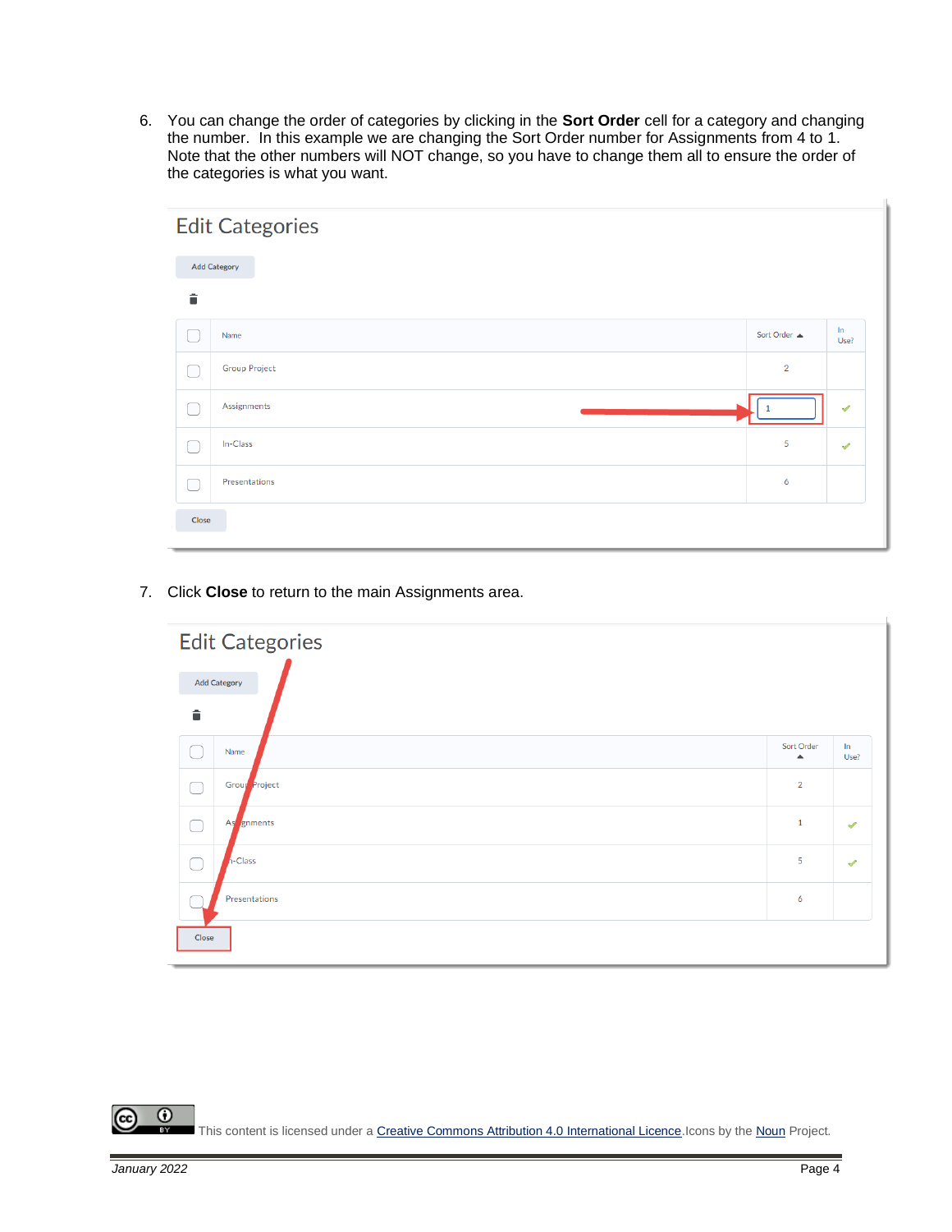6. You can change the order of categories by clicking in the **Sort Order** cell for a category and changing the number. In this example we are changing the Sort Order number for Assignments from 4 to 1. Note that the other numbers will NOT change, so you have to change them all to ensure the order of the categories is what you want.

7. Click **Close** to return to the main Assignments area.

This content is licensed under a Creative Commons Attribution 4.0 International Licence. Icons by the Noun Project.

January 2022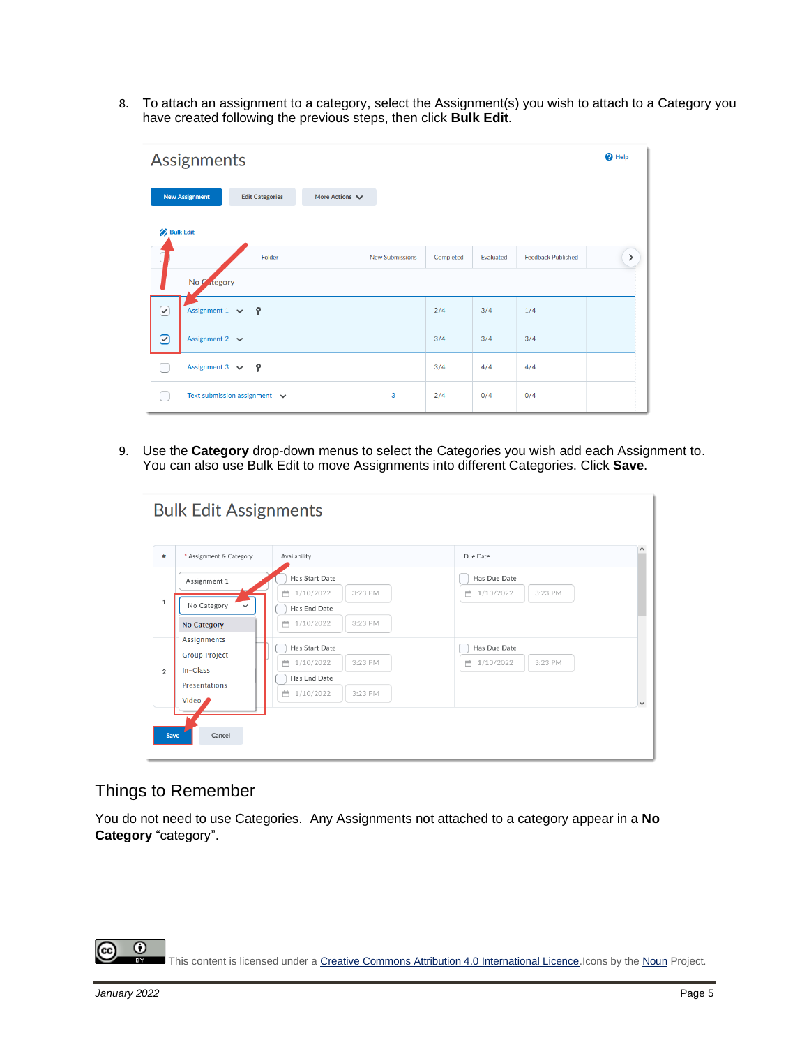8. To attach an assignment to a category, select the Assignment(s) you wish to attach to a Category you have created following the previous steps, then click **Bulk Edit**.

9. Use the **Category** drop-down menus to select the Categories you wish add each Assignment to. You can also use Bulk Edit to move Assignments into different Categories. Click **Save**.

## Things to Remember

You do not need to use Categories. Any Assignments not attached to a category appear in a **No Category** “category”.

This content is licensed under a Creative Commons Attribution 4.0 International Licence. Icons by the Noun Project.

*January 2022*